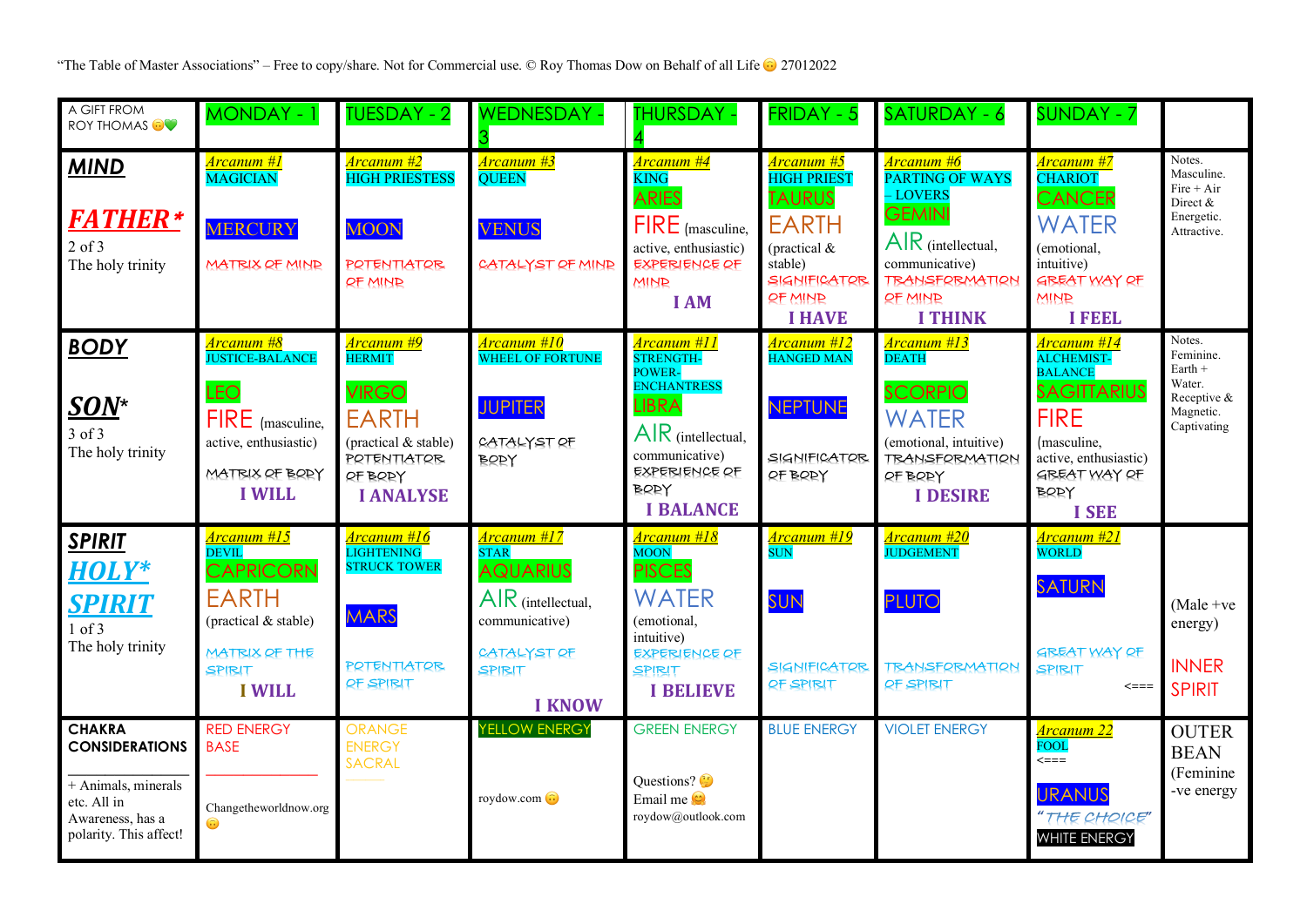"The Table of Master Associations" – Free to copy/share. Not for Commercial use. © Roy Thomas Dow on Behalf of all Life 🙃 27012022

| A GIFT FROM ROY THOMAS 🙃💚 | MONDAY - 1 | TUESDAY - 2 | WEDNESDAY - 3 | THURSDAY - 4 | FRIDAY - 5 | SATURDAY - 6 | SUNDAY - 7 | |
|---|---|---|---|---|---|---|---|---|
| **MIND** ***FATHER**** 2 of 3 The holy trinity | *Arcanum #1* MAGICIAN MERCURY MATRIX OF MIND | *Arcanum #2* HIGH PRIESTESS MOON POTENTIATOR OF MIND | *Arcanum #3* QUEEN VENUS CATALYST OF MIND | *Arcanum #4* KING ARIES FIRE (masculine, active, enthusiastic) EXPERIENCE OF MIND **I AM** | *Arcanum #5* HIGH PRIEST TAURUS EARTH (practical & stable) SIGNIFICATOR OF MIND **I HAVE** | *Arcanum #6* PARTING OF WAYS – LOVERS GEMINI AIR (intellectual, communicative) TRANSFORMATION OF MIND **I THINK** | *Arcanum #7* CHARIOT CANCER WATER (emotional, intuitive) GREAT WAY OF MIND **I FEEL** | Notes. Masculine. Fire + Air Direct & Energetic. Attractive. |
| **BODY** ***SON**** 3 of 3 The holy trinity | *Arcanum #8* JUSTICE-BALANCE LEO FIRE (masculine, active, enthusiastic) MATRIX OF BODY **I WILL** | *Arcanum #9* HERMIT VIRGO EARTH (practical & stable) POTENTIATOR OF BODY **I ANALYSE** | *Arcanum #10* WHEEL OF FORTUNE JUPITER CATALYST OF BODY | *Arcanum #11* STRENGTH-POWER-ENCHANTRESS LIBRA AIR (intellectual, communicative) EXPERIENCE OF BODY **I BALANCE** | *Arcanum #12* HANGED MAN NEPTUNE SIGNIFICATOR OF BODY | *Arcanum #13* DEATH SCORPIO WATER (emotional, intuitive) TRANSFORMATION OF BODY **I DESIRE** | *Arcanum #14* ALCHEMIST-BALANCE SAGITTARIUS FIRE (masculine, active, enthusiastic) GREAT WAY OF BODY **I SEE** | Notes. Feminine. Earth + Water. Receptive & Magnetic. Captivating |
| **SPIRIT** ***HOLY* SPIRIT*** 1 of 3 The holy trinity | *Arcanum #15* DEVIL CAPRICORN EARTH (practical & stable) MATRIX OF THE SPIRIT **I WILL** | *Arcanum #16* LIGHTENING STRUCK TOWER MARS POTENTIATOR OF SPIRIT | *Arcanum #17* STAR AQUARIUS AIR (intellectual, communicative) CATALYST OF SPIRIT **I KNOW** | *Arcanum #18* MOON PISCES WATER (emotional, intuitive) EXPERIENCE OF SPIRIT **I BELIEVE** | *Arcanum #19* SUN SUN SIGNIFICATOR OF SPIRIT | *Arcanum #20* JUDGEMENT PLUTO TRANSFORMATION OF SPIRIT | *Arcanum #21* WORLD SATURN GREAT WAY OF SPIRIT <=== | (Male +ve energy) INNER SPIRIT |
| **CHAKRA CONSIDERATIONS** + Animals, minerals etc. All in Awareness, has a polarity. This affect! | RED ENERGY BASE Changetheworldnow.org 🙃 | ORANGE ENERGY SACRAL | YELLOW ENERGY roydow.com 🙃 | GREEN ENERGY Questions? 🤔 Email me 🤗 roydow@outlook.com | BLUE ENERGY | VIOLET ENERGY | *Arcanum 22* FOOL <=== URANUS *"THE CHOICE"* WHITE ENERGY | OUTER BEAN (Feminine -ve energy) |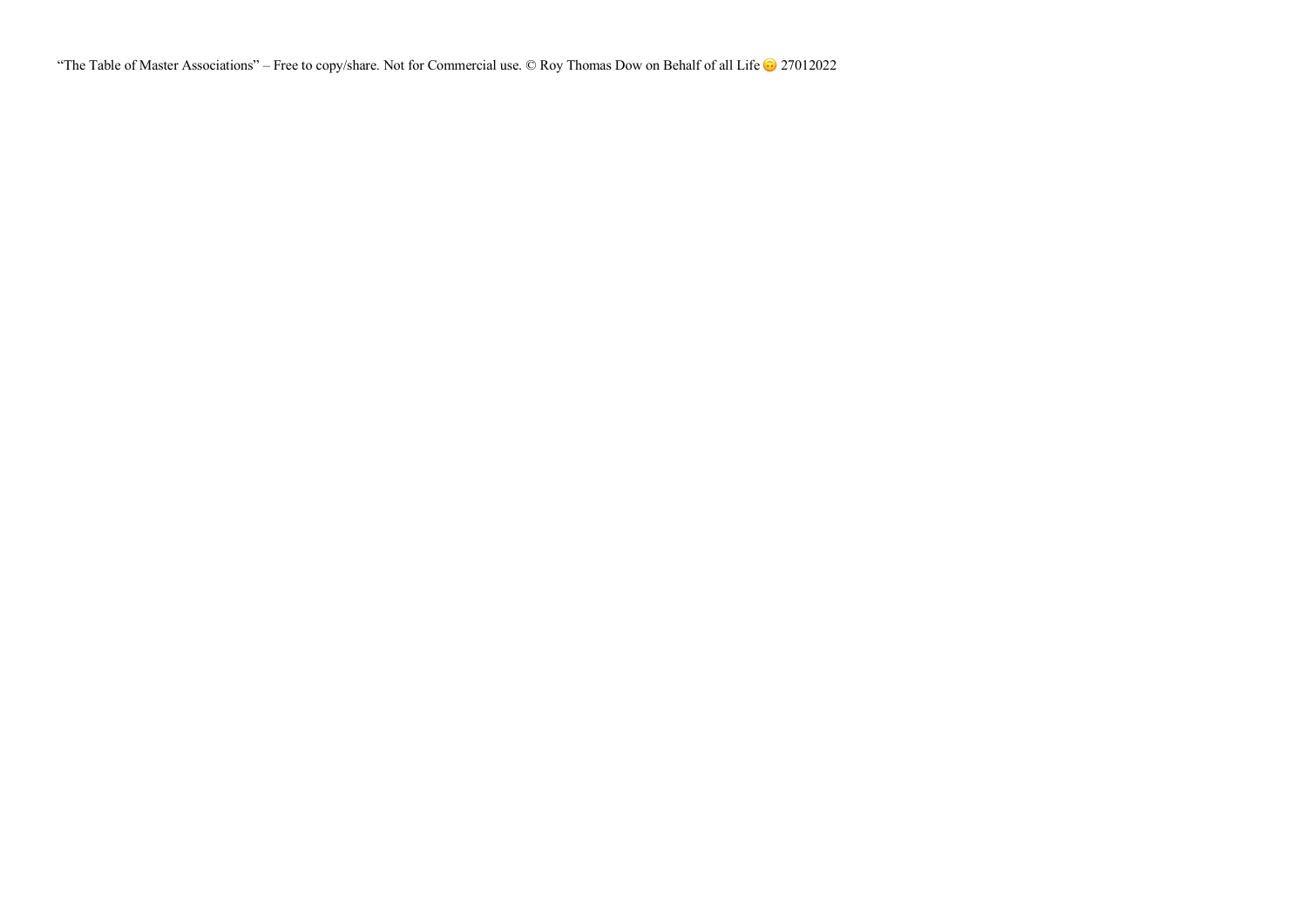"The Table of Master Associations" – Free to copy/share. Not for Commercial use. © Roy Thomas Dow on Behalf of all Life 🙃 27012022